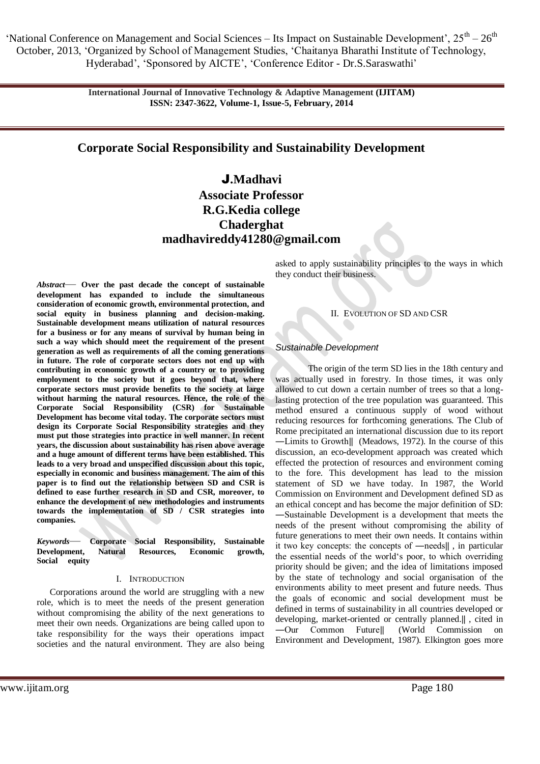'National Conference on Management and Social Sciences – Its Impact on Sustainable Development', 25th – 26th October, 2013, 'Organized by School of Management Studies, 'Chaitanya Bharathi Institute of Technology, Hyderabad', 'Sponsored by AICTE', 'Conference Editor - Dr.S.Saraswathi'

**International Journal of Innovative Technology & Adaptive Management (IJITAM)**
**ISSN: 2347-3622, Volume-1, Issue-5, February, 2014**

# Corporate Social Responsibility and Sustainability Development

**J.Madhavi**
**Associate Professor**
**R.G.Kedia college**
**Chaderghat**
**madhavireddy41280@gmail.com**

***Abstract*— Over the past decade the concept of sustainable development has expanded to include the simultaneous consideration of economic growth, environmental protection, and social equity in business planning and decision-making. Sustainable development means utilization of natural resources for a business or for any means of survival by human being in such a way which should meet the requirement of the present generation as well as requirements of all the coming generations in future. The role of corporate sectors does not end up with contributing in economic growth of a country or to providing employment to the society but it goes beyond that, where corporate sectors must provide benefits to the society at large without harming the natural resources. Hence, the role of the Corporate Social Responsibility (CSR) for Sustainable Development has become vital today. The corporate sectors must design its Corporate Social Responsibility strategies and they must put those strategies into practice in well manner. In recent years, the discussion about sustainability has risen above average and a huge amount of different terms have been established. This leads to a very broad and unspecified discussion about this topic, especially in economic and business management. The aim of this paper is to find out the relationship between SD and CSR is defined to ease further research in SD and CSR, moreover, to enhance the development of new methodologies and instruments towards the implementation of SD / CSR strategies into companies.**

***Keywords*— Corporate Social Responsibility, Sustainable Development, Natural Resources, Economic growth, Social equity**

## I. INTRODUCTION

Corporations around the world are struggling with a new role, which is to meet the needs of the present generation without compromising the ability of the next generations to meet their own needs. Organizations are being called upon to take responsibility for the ways their operations impact societies and the natural environment. They are also being asked to apply sustainability principles to the ways in which they conduct their business.

## II. EVOLUTION OF SD AND CSR

### *Sustainable Development*

The origin of the term SD lies in the 18th century and was actually used in forestry. In those times, it was only allowed to cut down a certain number of trees so that a long-lasting protection of the tree population was guaranteed. This method ensured a continuous supply of wood without reducing resources for forthcoming generations. The Club of Rome precipitated an international discussion due to its report ―Limits to Growth‖ (Meadows, 1972). In the course of this discussion, an eco-development approach was created which effected the protection of resources and environment coming to the fore. This development has lead to the mission statement of SD we have today. In 1987, the World Commission on Environment and Development defined SD as an ethical concept and has become the major definition of SD: ―Sustainable Development is a development that meets the needs of the present without compromising the ability of future generations to meet their own needs. It contains within it two key concepts: the concepts of ―needs‖, in particular the essential needs of the world's poor, to which overriding priority should be given; and the idea of limitations imposed by the state of technology and social organisation of the environments ability to meet present and future needs. Thus the goals of economic and social development must be defined in terms of sustainability in all countries developed or developing, market-oriented or centrally planned.‖, cited in ―Our Common Future‖ (World Commission on Environment and Development, 1987). Elkington goes more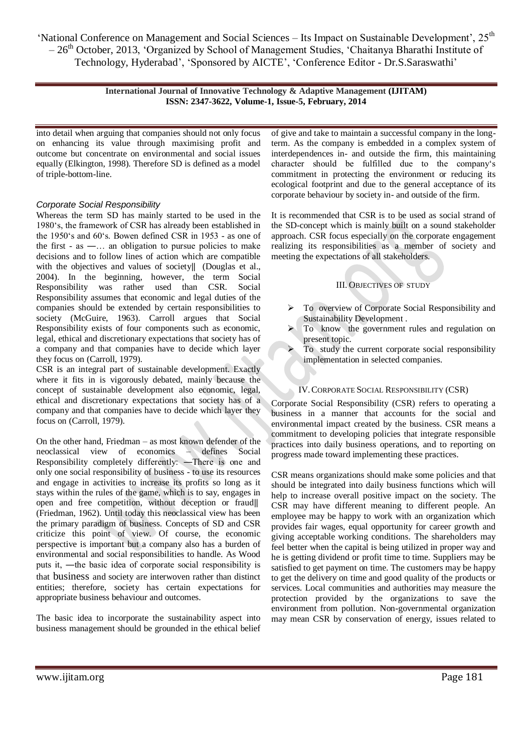into detail when arguing that companies should not only focus on enhancing its value through maximising profit and outcome but concentrate on environmental and social issues equally (Elkington, 1998). Therefore SD is defined as a model of triple-bottom-line.

### *Corporate Social Responsibility*

Whereas the term SD has mainly started to be used in the 1980's, the framework of CSR has already been established in the 1950's and 60's. Bowen defined CSR in 1953 - as one of the first - as ―… an obligation to pursue policies to make decisions and to follow lines of action which are compatible with the objectives and values of society‖ (Douglas et al., 2004). In the beginning, however, the term Social Responsibility was rather used than CSR. Social Responsibility assumes that economic and legal duties of the companies should be extended by certain responsibilities to society (McGuire, 1963). Carroll argues that Social Responsibility exists of four components such as economic, legal, ethical and discretionary expectations that society has of a company and that companies have to decide which layer they focus on (Carroll, 1979).

CSR is an integral part of sustainable development. Exactly where it fits in is vigorously debated, mainly because the concept of sustainable development also economic, legal, ethical and discretionary expectations that society has of a company and that companies have to decide which layer they focus on (Carroll, 1979).

On the other hand, Friedman – as most known defender of the neoclassical view of economics – defines Social Responsibility completely differently: ―There is one and only one social responsibility of business - to use its resources and engage in activities to increase its profits so long as it stays within the rules of the game, which is to say, engages in open and free competition, without deception or fraud‖ (Friedman, 1962). Until today this neoclassical view has been the primary paradigm of business. Concepts of SD and CSR criticize this point of view. Of course, the economic perspective is important but a company also has a burden of environmental and social responsibilities to handle. As Wood puts it, ―the basic idea of corporate social responsibility is that business and society are interwoven rather than distinct entities; therefore, society has certain expectations for appropriate business behaviour and outcomes.

The basic idea to incorporate the sustainability aspect into business management should be grounded in the ethical belief of give and take to maintain a successful company in the long-term. As the company is embedded in a complex system of interdependences in- and outside the firm, this maintaining character should be fulfilled due to the company's commitment in protecting the environment or reducing its ecological footprint and due to the general acceptance of its corporate behaviour by society in- and outside of the firm.

It is recommended that CSR is to be used as social strand of the SD-concept which is mainly built on a sound stakeholder approach. CSR focus especially on the corporate engagement realizing its responsibilities as a member of society and meeting the expectations of all stakeholders.

## III. Objectives of Study

- To overview of Corporate Social Responsibility and Sustainability Development .
- To know the government rules and regulation on present topic.
- To study the current corporate social responsibility implementation in selected companies.

## IV. Corporate Social Responsibility (CSR)

Corporate Social Responsibility (CSR) refers to operating a business in a manner that accounts for the social and environmental impact created by the business. CSR means a commitment to developing policies that integrate responsible practices into daily business operations, and to reporting on progress made toward implementing these practices.

CSR means organizations should make some policies and that should be integrated into daily business functions which will help to increase overall positive impact on the society. The CSR may have different meaning to different people. An employee may be happy to work with an organization which provides fair wages, equal opportunity for career growth and giving acceptable working conditions. The shareholders may feel better when the capital is being utilized in proper way and he is getting dividend or profit time to time. Suppliers may be satisfied to get payment on time. The customers may be happy to get the delivery on time and good quality of the products or services. Local communities and authorities may measure the protection provided by the organizations to save the environment from pollution. Non-governmental organization may mean CSR by conservation of energy, issues related to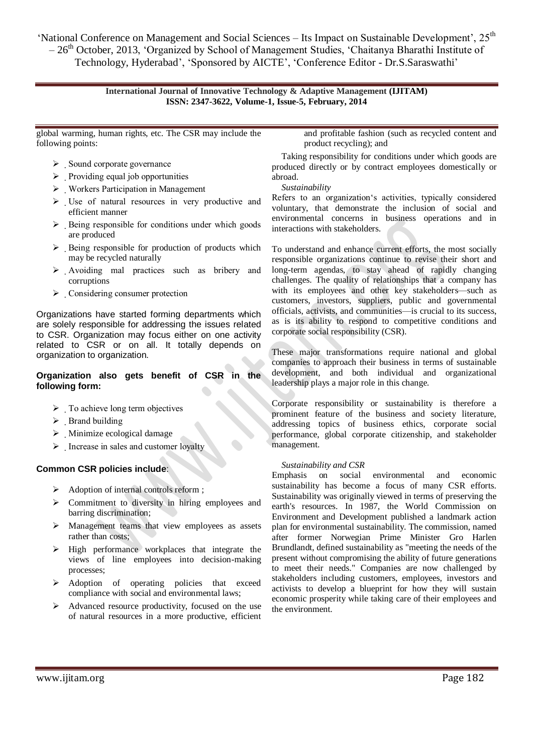global warming, human rights, etc. The CSR may include the following points:

- Sound corporate governance
- Providing equal job opportunities
- Workers Participation in Management
- Use of natural resources in very productive and efficient manner
- Being responsible for conditions under which goods are produced
- Being responsible for production of products which may be recycled naturally
- Avoiding mal practices such as bribery and corruptions
- Considering consumer protection

Organizations have started forming departments which are solely responsible for addressing the issues related to CSR. Organization may focus either on one activity related to CSR or on all. It totally depends on organization to organization.

**Organization also gets benefit of CSR in the following form:**

- To achieve long term objectives
- Brand building
- Minimize ecological damage
- Increase in sales and customer loyalty

**Common CSR policies include**:

- Adoption of internal controls reform ;
- Commitment to diversity in hiring employees and barring discrimination;
- Management teams that view employees as assets rather than costs;
- High performance workplaces that integrate the views of line employees into decision-making processes;
- Adoption of operating policies that exceed compliance with social and environmental laws;
- Advanced resource productivity, focused on the use of natural resources in a more productive, efficient and profitable fashion (such as recycled content and product recycling); and

Taking responsibility for conditions under which goods are produced directly or by contract employees domestically or abroad.

*Sustainability*

Refers to an organization's activities, typically considered voluntary, that demonstrate the inclusion of social and environmental concerns in business operations and in interactions with stakeholders.

To understand and enhance current efforts, the most socially responsible organizations continue to revise their short and long-term agendas, to stay ahead of rapidly changing challenges. The quality of relationships that a company has with its employees and other key stakeholders—such as customers, investors, suppliers, public and governmental officials, activists, and communities—is crucial to its success, as is its ability to respond to competitive conditions and corporate social responsibility (CSR).

These major transformations require national and global companies to approach their business in terms of sustainable development, and both individual and organizational leadership plays a major role in this change.

Corporate responsibility or sustainability is therefore a prominent feature of the business and society literature, addressing topics of business ethics, corporate social performance, global corporate citizenship, and stakeholder management.

*Sustainability and CSR*

Emphasis on social environmental and economic sustainability has become a focus of many CSR efforts. Sustainability was originally viewed in terms of preserving the earth's resources. In 1987, the World Commission on Environment and Development published a landmark action plan for environmental sustainability. The commission, named after former Norwegian Prime Minister Gro Harlen Brundlandt, defined sustainability as "meeting the needs of the present without compromising the ability of future generations to meet their needs." Companies are now challenged by stakeholders including customers, employees, investors and activists to develop a blueprint for how they will sustain economic prosperity while taking care of their employees and the environment.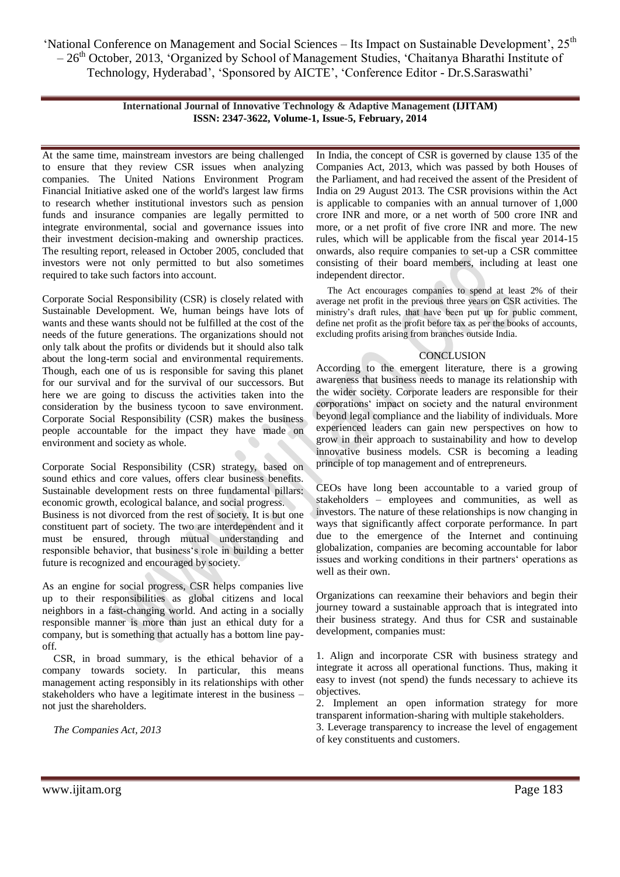At the same time, mainstream investors are being challenged to ensure that they review CSR issues when analyzing companies. The United Nations Environment Program Financial Initiative asked one of the world's largest law firms to research whether institutional investors such as pension funds and insurance companies are legally permitted to integrate environmental, social and governance issues into their investment decision-making and ownership practices. The resulting report, released in October 2005, concluded that investors were not only permitted to but also sometimes required to take such factors into account.

Corporate Social Responsibility (CSR) is closely related with Sustainable Development. We, human beings have lots of wants and these wants should not be fulfilled at the cost of the needs of the future generations. The organizations should not only talk about the profits or dividends but it should also talk about the long-term social and environmental requirements. Though, each one of us is responsible for saving this planet for our survival and for the survival of our successors. But here we are going to discuss the activities taken into the consideration by the business tycoon to save environment. Corporate Social Responsibility (CSR) makes the business people accountable for the impact they have made on environment and society as whole.

Corporate Social Responsibility (CSR) strategy, based on sound ethics and core values, offers clear business benefits. Sustainable development rests on three fundamental pillars: economic growth, ecological balance, and social progress. Business is not divorced from the rest of society. It is but one constituent part of society. The two are interdependent and it must be ensured, through mutual understanding and responsible behavior, that business's role in building a better future is recognized and encouraged by society.

As an engine for social progress, CSR helps companies live up to their responsibilities as global citizens and local neighbors in a fast-changing world. And acting in a socially responsible manner is more than just an ethical duty for a company, but is something that actually has a bottom line pay-off.

CSR, in broad summary, is the ethical behavior of a company towards society. In particular, this means management acting responsibly in its relationships with other stakeholders who have a legitimate interest in the business – not just the shareholders.

*The Companies Act, 2013*

In India, the concept of CSR is governed by clause 135 of the Companies Act, 2013, which was passed by both Houses of the Parliament, and had received the assent of the President of India on 29 August 2013. The CSR provisions within the Act is applicable to companies with an annual turnover of 1,000 crore INR and more, or a net worth of 500 crore INR and more, or a net profit of five crore INR and more. The new rules, which will be applicable from the fiscal year 2014-15 onwards, also require companies to set-up a CSR committee consisting of their board members, including at least one independent director.

The Act encourages companies to spend at least 2% of their average net profit in the previous three years on CSR activities. The ministry's draft rules, that have been put up for public comment, define net profit as the profit before tax as per the books of accounts, excluding profits arising from branches outside India.

## CONCLUSION

According to the emergent literature, there is a growing awareness that business needs to manage its relationship with the wider society. Corporate leaders are responsible for their corporations' impact on society and the natural environment beyond legal compliance and the liability of individuals. More experienced leaders can gain new perspectives on how to grow in their approach to sustainability and how to develop innovative business models. CSR is becoming a leading principle of top management and of entrepreneurs.

CEOs have long been accountable to a varied group of stakeholders – employees and communities, as well as investors. The nature of these relationships is now changing in ways that significantly affect corporate performance. In part due to the emergence of the Internet and continuing globalization, companies are becoming accountable for labor issues and working conditions in their partners' operations as well as their own.

Organizations can reexamine their behaviors and begin their journey toward a sustainable approach that is integrated into their business strategy. And thus for CSR and sustainable development, companies must:

1. Align and incorporate CSR with business strategy and integrate it across all operational functions. Thus, making it easy to invest (not spend) the funds necessary to achieve its objectives.
2. Implement an open information strategy for more transparent information-sharing with multiple stakeholders.
3. Leverage transparency to increase the level of engagement of key constituents and customers.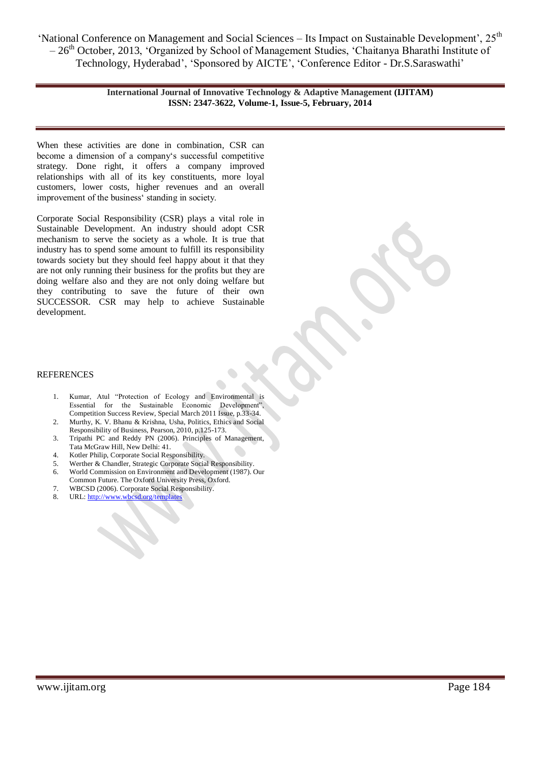When these activities are done in combination, CSR can become a dimension of a company's successful competitive strategy. Done right, it offers a company improved relationships with all of its key constituents, more loyal customers, lower costs, higher revenues and an overall improvement of the business' standing in society.

Corporate Social Responsibility (CSR) plays a vital role in Sustainable Development. An industry should adopt CSR mechanism to serve the society as a whole. It is true that industry has to spend some amount to fulfill its responsibility towards society but they should feel happy about it that they are not only running their business for the profits but they are doing welfare also and they are not only doing welfare but they contributing to save the future of their own SUCCESSOR. CSR may help to achieve Sustainable development.

## REFERENCES

1. Kumar, Atul "Protection of Ecology and Environmental is Essential for the Sustainable Economic Development", Competition Success Review, Special March 2011 Issue, p.33-34.
2. Murthy, K. V. Bhanu & Krishna, Usha, Politics, Ethics and Social Responsibility of Business, Pearson, 2010, p.125-173.
3. Tripathi PC and Reddy PN (2006). Principles of Management, Tata McGraw Hill, New Delhi: 41.
4. Kotler Philip, Corporate Social Responsibility.
5. Werther & Chandler, Strategic Corporate Social Responsibility.
6. World Commission on Environment and Development (1987). Our Common Future. The Oxford University Press, Oxford.
7. WBCSD (2006). Corporate Social Responsibility.
8. URL: http://www.wbcsd.org/templates